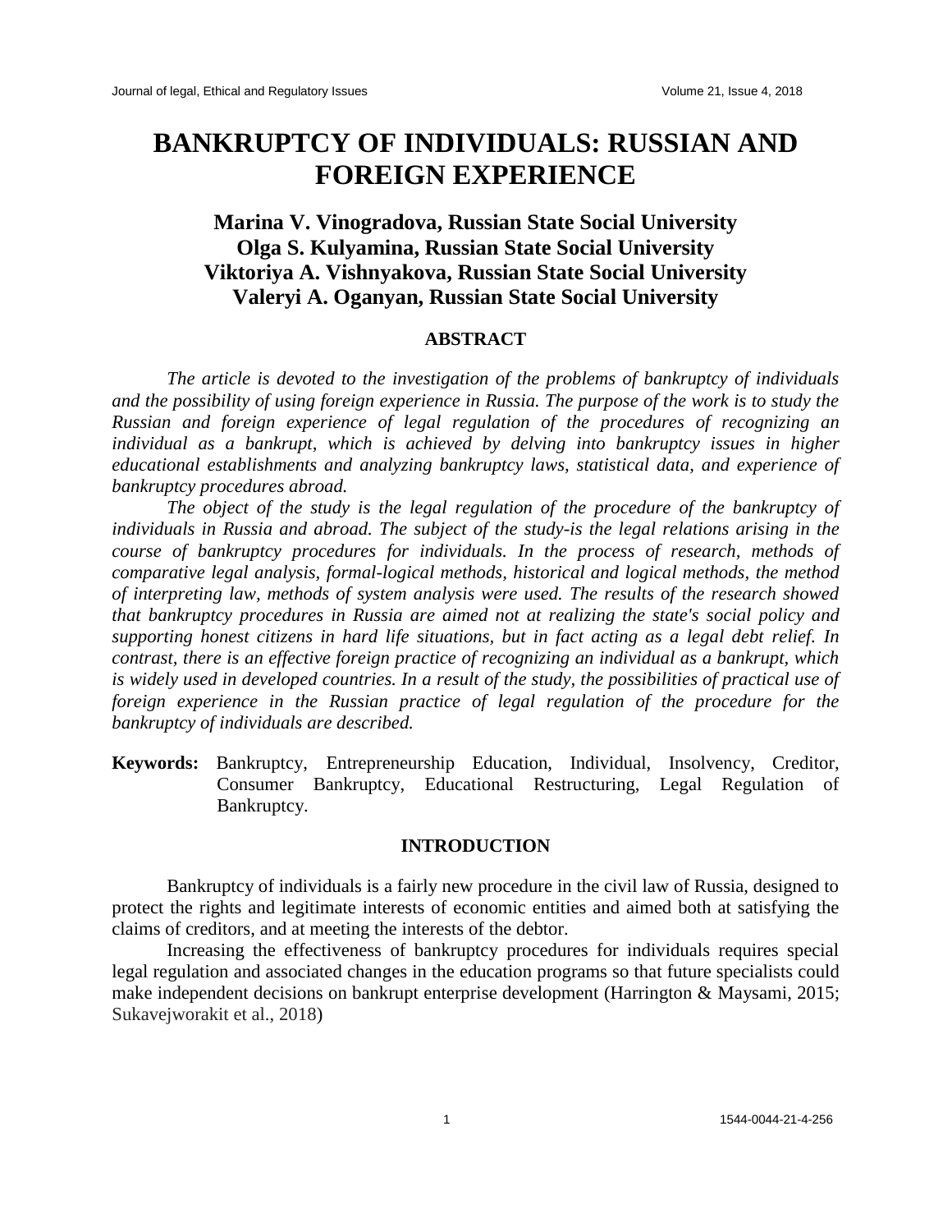# BANKRUPTCY OF INDIVIDUALS: RUSSIAN AND FOREIGN EXPERIENCE

**Marina V. Vinogradova, Russian State Social University**
**Olga S. Kulyamina, Russian State Social University**
**Viktoriya A. Vishnyakova, Russian State Social University**
**Valeryi A. Oganyan, Russian State Social University**

## ABSTRACT

*The article is devoted to the investigation of the problems of bankruptcy of individuals and the possibility of using foreign experience in Russia. The purpose of the work is to study the Russian and foreign experience of legal regulation of the procedures of recognizing an individual as a bankrupt, which is achieved by delving into bankruptcy issues in higher educational establishments and analyzing bankruptcy laws, statistical data, and experience of bankruptcy procedures abroad.*

*The object of the study is the legal regulation of the procedure of the bankruptcy of individuals in Russia and abroad. The subject of the study-is the legal relations arising in the course of bankruptcy procedures for individuals. In the process of research, methods of comparative legal analysis, formal-logical methods, historical and logical methods, the method of interpreting law, methods of system analysis were used. The results of the research showed that bankruptcy procedures in Russia are aimed not at realizing the state's social policy and supporting honest citizens in hard life situations, but in fact acting as a legal debt relief. In contrast, there is an effective foreign practice of recognizing an individual as a bankrupt, which is widely used in developed countries. In a result of the study, the possibilities of practical use of foreign experience in the Russian practice of legal regulation of the procedure for the bankruptcy of individuals are described.*

**Keywords:** Bankruptcy, Entrepreneurship Education, Individual, Insolvency, Creditor, Consumer Bankruptcy, Educational Restructuring, Legal Regulation of Bankruptcy.

## INTRODUCTION

Bankruptcy of individuals is a fairly new procedure in the civil law of Russia, designed to protect the rights and legitimate interests of economic entities and aimed both at satisfying the claims of creditors, and at meeting the interests of the debtor.

Increasing the effectiveness of bankruptcy procedures for individuals requires special legal regulation and associated changes in the education programs so that future specialists could make independent decisions on bankrupt enterprise development (Harrington & Maysami, 2015; Sukavejworakit et al., 2018)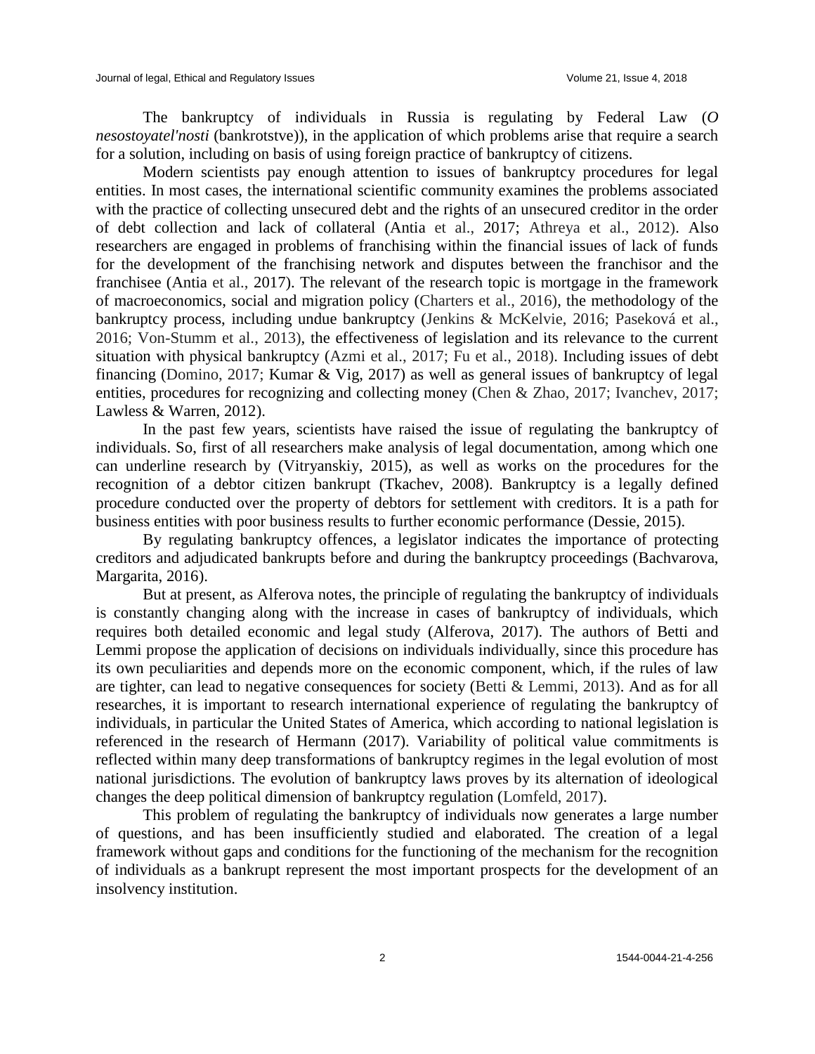The bankruptcy of individuals in Russia is regulating by Federal Law (*O nesostoyatel'nosti* (bankrotstve)), in the application of which problems arise that require a search for a solution, including on basis of using foreign practice of bankruptcy of citizens.

Modern scientists pay enough attention to issues of bankruptcy procedures for legal entities. In most cases, the international scientific community examines the problems associated with the practice of collecting unsecured debt and the rights of an unsecured creditor in the order of debt collection and lack of collateral (Antia et al., 2017; Athreya et al., 2012). Also researchers are engaged in problems of franchising within the financial issues of lack of funds for the development of the franchising network and disputes between the franchisor and the franchisee (Antia et al., 2017). The relevant of the research topic is mortgage in the framework of macroeconomics, social and migration policy (Charters et al., 2016), the methodology of the bankruptcy process, including undue bankruptcy (Jenkins & McKelvie, 2016; Paseková et al., 2016; Von-Stumm et al., 2013), the effectiveness of legislation and its relevance to the current situation with physical bankruptcy (Azmi et al., 2017; Fu et al., 2018). Including issues of debt financing (Domino, 2017; Kumar & Vig, 2017) as well as general issues of bankruptcy of legal entities, procedures for recognizing and collecting money (Chen & Zhao, 2017; Ivanchev, 2017; Lawless & Warren, 2012).

In the past few years, scientists have raised the issue of regulating the bankruptcy of individuals. So, first of all researchers make analysis of legal documentation, among which one can underline research by (Vitryanskiy, 2015), as well as works on the procedures for the recognition of a debtor citizen bankrupt (Tkachev, 2008). Bankruptcy is a legally defined procedure conducted over the property of debtors for settlement with creditors. It is a path for business entities with poor business results to further economic performance (Dessie, 2015).

By regulating bankruptcy offences, a legislator indicates the importance of protecting creditors and adjudicated bankrupts before and during the bankruptcy proceedings (Bachvarova, Margarita, 2016).

But at present, as Alferova notes, the principle of regulating the bankruptcy of individuals is constantly changing along with the increase in cases of bankruptcy of individuals, which requires both detailed economic and legal study (Alferova, 2017). The authors of Betti and Lemmi propose the application of decisions on individuals individually, since this procedure has its own peculiarities and depends more on the economic component, which, if the rules of law are tighter, can lead to negative consequences for society (Betti & Lemmi, 2013). And as for all researches, it is important to research international experience of regulating the bankruptcy of individuals, in particular the United States of America, which according to national legislation is referenced in the research of Hermann (2017). Variability of political value commitments is reflected within many deep transformations of bankruptcy regimes in the legal evolution of most national jurisdictions. The evolution of bankruptcy laws proves by its alternation of ideological changes the deep political dimension of bankruptcy regulation (Lomfeld, 2017).

This problem of regulating the bankruptcy of individuals now generates a large number of questions, and has been insufficiently studied and elaborated. The creation of a legal framework without gaps and conditions for the functioning of the mechanism for the recognition of individuals as a bankrupt represent the most important prospects for the development of an insolvency institution.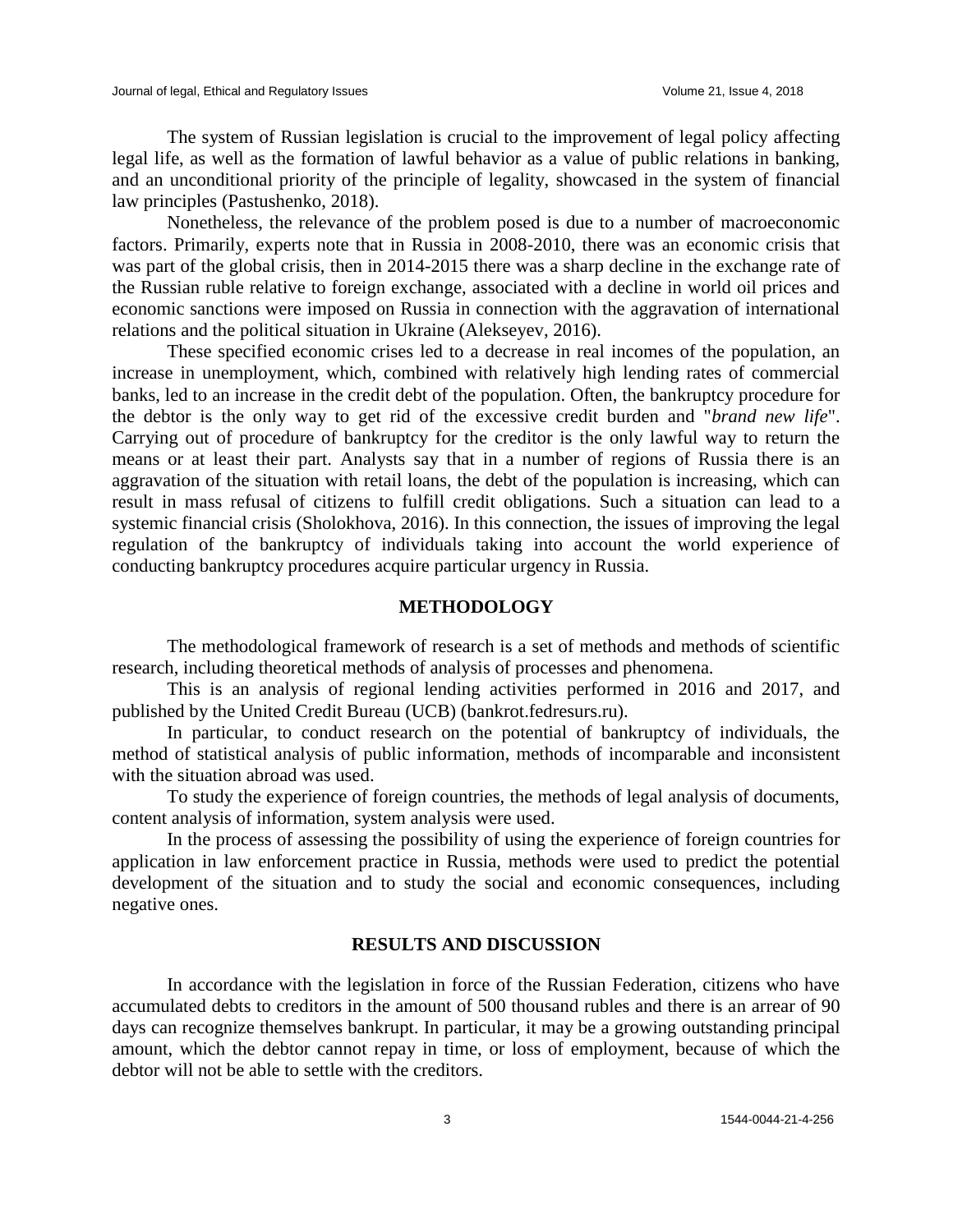The system of Russian legislation is crucial to the improvement of legal policy affecting legal life, as well as the formation of lawful behavior as a value of public relations in banking, and an unconditional priority of the principle of legality, showcased in the system of financial law principles (Pastushenko, 2018).

Nonetheless, the relevance of the problem posed is due to a number of macroeconomic factors. Primarily, experts note that in Russia in 2008-2010, there was an economic crisis that was part of the global crisis, then in 2014-2015 there was a sharp decline in the exchange rate of the Russian ruble relative to foreign exchange, associated with a decline in world oil prices and economic sanctions were imposed on Russia in connection with the aggravation of international relations and the political situation in Ukraine (Alekseyev, 2016).

These specified economic crises led to a decrease in real incomes of the population, an increase in unemployment, which, combined with relatively high lending rates of commercial banks, led to an increase in the credit debt of the population. Often, the bankruptcy procedure for the debtor is the only way to get rid of the excessive credit burden and "*brand new life*". Carrying out of procedure of bankruptcy for the creditor is the only lawful way to return the means or at least their part. Analysts say that in a number of regions of Russia there is an aggravation of the situation with retail loans, the debt of the population is increasing, which can result in mass refusal of citizens to fulfill credit obligations. Such a situation can lead to a systemic financial crisis (Sholokhova, 2016). In this connection, the issues of improving the legal regulation of the bankruptcy of individuals taking into account the world experience of conducting bankruptcy procedures acquire particular urgency in Russia.

## METHODOLOGY

The methodological framework of research is a set of methods and methods of scientific research, including theoretical methods of analysis of processes and phenomena.

This is an analysis of regional lending activities performed in 2016 and 2017, and published by the United Credit Bureau (UCB) (bankrot.fedresurs.ru).

In particular, to conduct research on the potential of bankruptcy of individuals, the method of statistical analysis of public information, methods of incomparable and inconsistent with the situation abroad was used.

To study the experience of foreign countries, the methods of legal analysis of documents, content analysis of information, system analysis were used.

In the process of assessing the possibility of using the experience of foreign countries for application in law enforcement practice in Russia, methods were used to predict the potential development of the situation and to study the social and economic consequences, including negative ones.

## RESULTS AND DISCUSSION

In accordance with the legislation in force of the Russian Federation, citizens who have accumulated debts to creditors in the amount of 500 thousand rubles and there is an arrear of 90 days can recognize themselves bankrupt. In particular, it may be a growing outstanding principal amount, which the debtor cannot repay in time, or loss of employment, because of which the debtor will not be able to settle with the creditors.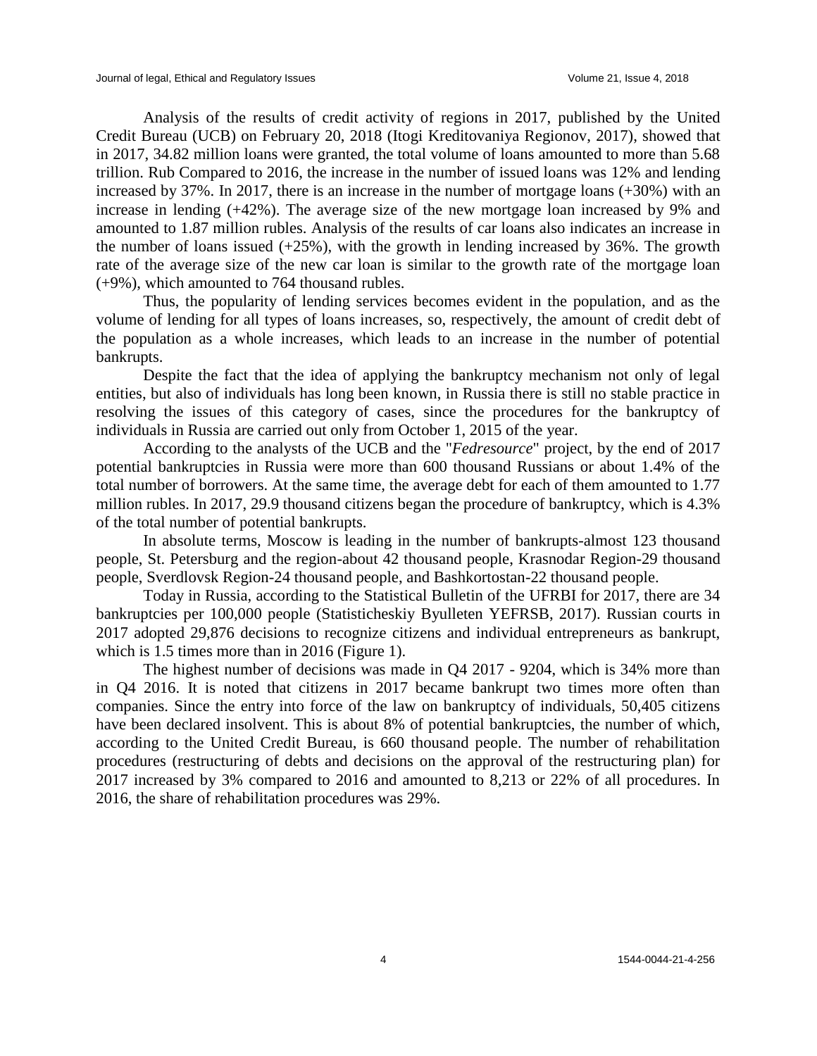Analysis of the results of credit activity of regions in 2017, published by the United Credit Bureau (UCB) on February 20, 2018 (Itogi Kreditovaniya Regionov, 2017), showed that in 2017, 34.82 million loans were granted, the total volume of loans amounted to more than 5.68 trillion. Rub Compared to 2016, the increase in the number of issued loans was 12% and lending increased by 37%. In 2017, there is an increase in the number of mortgage loans (+30%) with an increase in lending (+42%). The average size of the new mortgage loan increased by 9% and amounted to 1.87 million rubles. Analysis of the results of car loans also indicates an increase in the number of loans issued (+25%), with the growth in lending increased by 36%. The growth rate of the average size of the new car loan is similar to the growth rate of the mortgage loan (+9%), which amounted to 764 thousand rubles.

Thus, the popularity of lending services becomes evident in the population, and as the volume of lending for all types of loans increases, so, respectively, the amount of credit debt of the population as a whole increases, which leads to an increase in the number of potential bankrupts.

Despite the fact that the idea of applying the bankruptcy mechanism not only of legal entities, but also of individuals has long been known, in Russia there is still no stable practice in resolving the issues of this category of cases, since the procedures for the bankruptcy of individuals in Russia are carried out only from October 1, 2015 of the year.

According to the analysts of the UCB and the "*Fedresource*" project, by the end of 2017 potential bankruptcies in Russia were more than 600 thousand Russians or about 1.4% of the total number of borrowers. At the same time, the average debt for each of them amounted to 1.77 million rubles. In 2017, 29.9 thousand citizens began the procedure of bankruptcy, which is 4.3% of the total number of potential bankrupts.

In absolute terms, Moscow is leading in the number of bankrupts-almost 123 thousand people, St. Petersburg and the region-about 42 thousand people, Krasnodar Region-29 thousand people, Sverdlovsk Region-24 thousand people, and Bashkortostan-22 thousand people.

Today in Russia, according to the Statistical Bulletin of the UFRBI for 2017, there are 34 bankruptcies per 100,000 people (Statisticheskiy Byulleten YEFRSB, 2017). Russian courts in 2017 adopted 29,876 decisions to recognize citizens and individual entrepreneurs as bankrupt, which is 1.5 times more than in 2016 (Figure 1).

The highest number of decisions was made in Q4 2017 - 9204, which is 34% more than in Q4 2016. It is noted that citizens in 2017 became bankrupt two times more often than companies. Since the entry into force of the law on bankruptcy of individuals, 50,405 citizens have been declared insolvent. This is about 8% of potential bankruptcies, the number of which, according to the United Credit Bureau, is 660 thousand people. The number of rehabilitation procedures (restructuring of debts and decisions on the approval of the restructuring plan) for 2017 increased by 3% compared to 2016 and amounted to 8,213 or 22% of all procedures. In 2016, the share of rehabilitation procedures was 29%.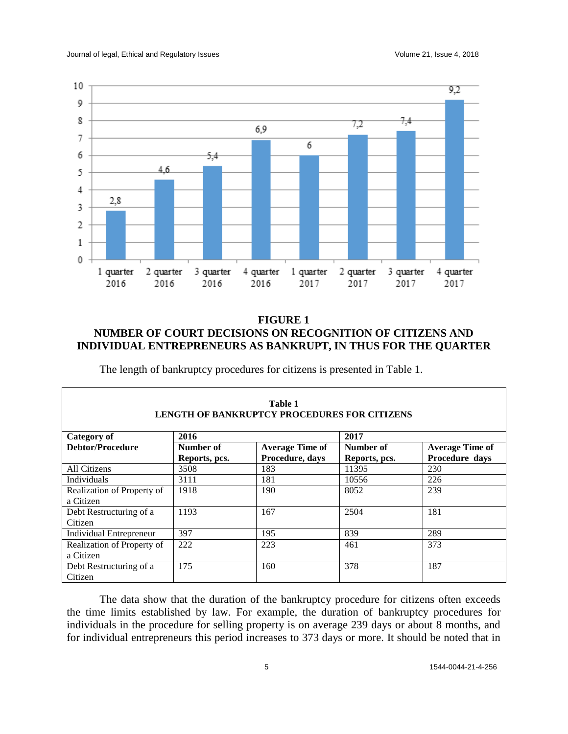**FIGURE 1**
**NUMBER OF COURT DECISIONS ON RECOGNITION OF CITIZENS AND INDIVIDUAL ENTREPRENEURS AS BANKRUPT, IN THUS FOR THE QUARTER**

The length of bankruptcy procedures for citizens is presented in Table 1.

**Table 1**
**LENGTH OF BANKRUPTCY PROCEDURES FOR CITIZENS**

| Category of Debtor/Procedure | 2016 | | 2017 | |
|---|---|---|---|---|
| | Number of Reports, pcs. | Average Time of Procedure, days | Number of Reports, pcs. | Average Time of Procedure days |
| All Citizens | 3508 | 183 | 11395 | 230 |
| Individuals | 3111 | 181 | 10556 | 226 |
| Realization of Property of a Citizen | 1918 | 190 | 8052 | 239 |
| Debt Restructuring of a Citizen | 1193 | 167 | 2504 | 181 |
| Individual Entrepreneur | 397 | 195 | 839 | 289 |
| Realization of Property of a Citizen | 222 | 223 | 461 | 373 |
| Debt Restructuring of a Citizen | 175 | 160 | 378 | 187 |

The data show that the duration of the bankruptcy procedure for citizens often exceeds the time limits established by law. For example, the duration of bankruptcy procedures for individuals in the procedure for selling property is on average 239 days or about 8 months, and for individual entrepreneurs this period increases to 373 days or more. It should be noted that in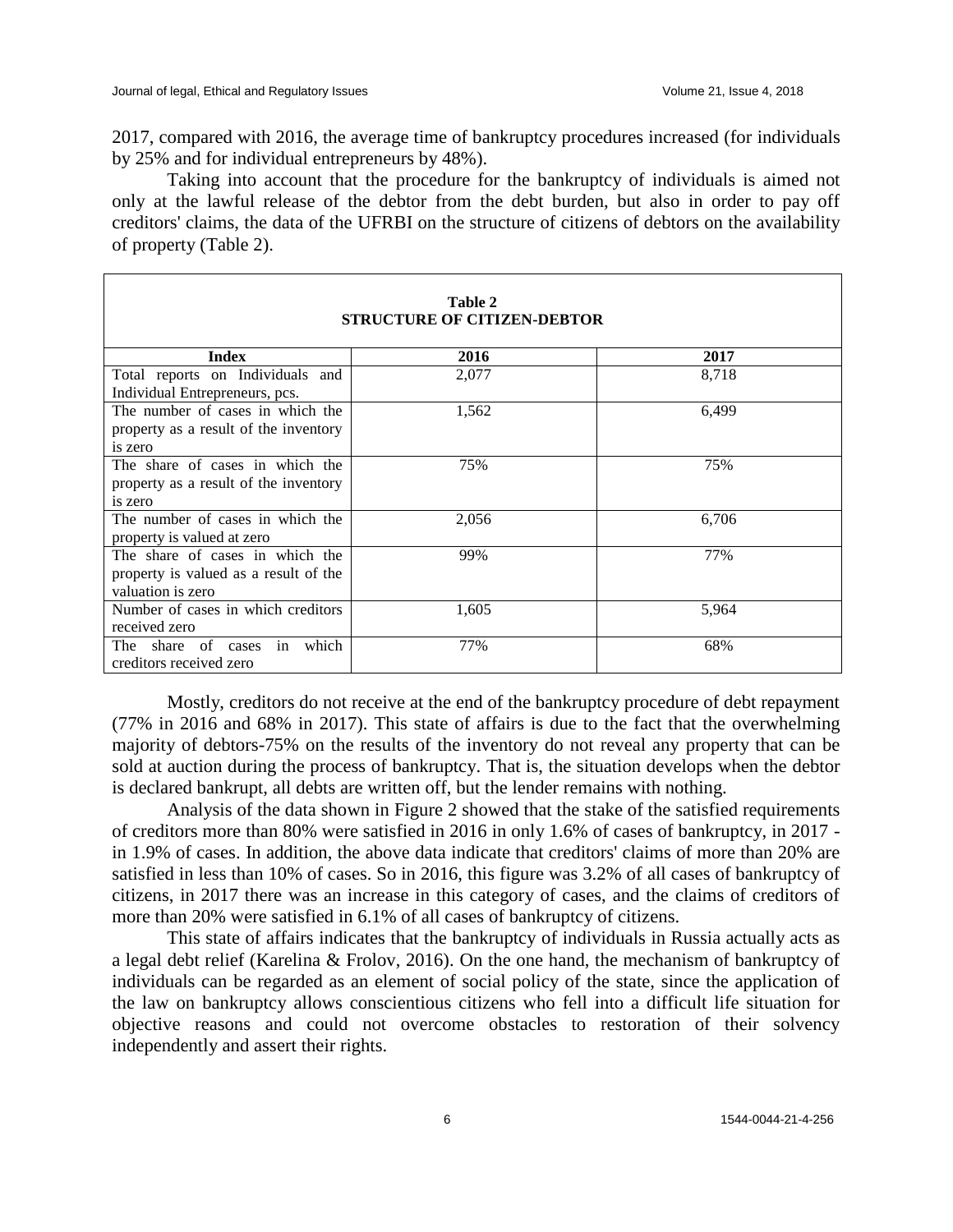2017, compared with 2016, the average time of bankruptcy procedures increased (for individuals by 25% and for individual entrepreneurs by 48%).

Taking into account that the procedure for the bankruptcy of individuals is aimed not only at the lawful release of the debtor from the debt burden, but also in order to pay off creditors' claims, the data of the UFRBI on the structure of citizens of debtors on the availability of property (Table 2).

**Table 2**
**STRUCTURE OF CITIZEN-DEBTOR**

| Index | 2016 | 2017 |
|---|---|---|
| Total reports on Individuals and Individual Entrepreneurs, pcs. | 2,077 | 8,718 |
| The number of cases in which the property as a result of the inventory is zero | 1,562 | 6,499 |
| The share of cases in which the property as a result of the inventory is zero | 75% | 75% |
| The number of cases in which the property is valued at zero | 2,056 | 6,706 |
| The share of cases in which the property is valued as a result of the valuation is zero | 99% | 77% |
| Number of cases in which creditors received zero | 1,605 | 5,964 |
| The share of cases in which creditors received zero | 77% | 68% |

Mostly, creditors do not receive at the end of the bankruptcy procedure of debt repayment (77% in 2016 and 68% in 2017). This state of affairs is due to the fact that the overwhelming majority of debtors-75% on the results of the inventory do not reveal any property that can be sold at auction during the process of bankruptcy. That is, the situation develops when the debtor is declared bankrupt, all debts are written off, but the lender remains with nothing.

Analysis of the data shown in Figure 2 showed that the stake of the satisfied requirements of creditors more than 80% were satisfied in 2016 in only 1.6% of cases of bankruptcy, in 2017 - in 1.9% of cases. In addition, the above data indicate that creditors' claims of more than 20% are satisfied in less than 10% of cases. So in 2016, this figure was 3.2% of all cases of bankruptcy of citizens, in 2017 there was an increase in this category of cases, and the claims of creditors of more than 20% were satisfied in 6.1% of all cases of bankruptcy of citizens.

This state of affairs indicates that the bankruptcy of individuals in Russia actually acts as a legal debt relief (Karelina & Frolov, 2016). On the one hand, the mechanism of bankruptcy of individuals can be regarded as an element of social policy of the state, since the application of the law on bankruptcy allows conscientious citizens who fell into a difficult life situation for objective reasons and could not overcome obstacles to restoration of their solvency independently and assert their rights.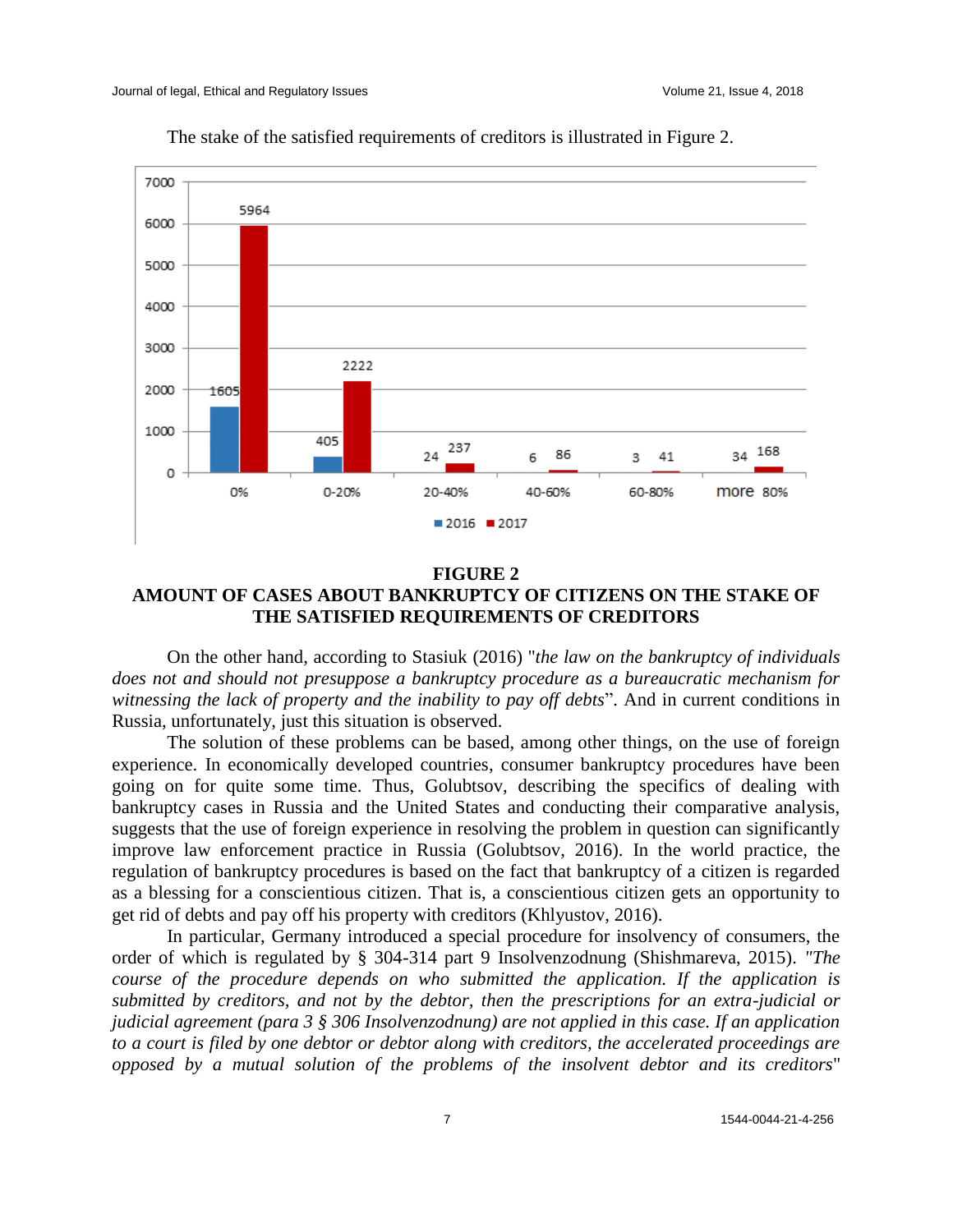The stake of the satisfied requirements of creditors is illustrated in Figure 2.

| | 0% | 0-20% | 20-40% | 40-60% | 60-80% | more 80% |
|---|---|---|---|---|---|---|
| 2016 | 1605 | 405 | 24 | 6 | 3 | 34 |
| 2017 | 5964 | 2222 | 237 | 86 | 41 | 168 |

**FIGURE 2**
**AMOUNT OF CASES ABOUT BANKRUPTCY OF CITIZENS ON THE STAKE OF THE SATISFIED REQUIREMENTS OF CREDITORS**

On the other hand, according to Stasiuk (2016) "*the law on the bankruptcy of individuals does not and should not presuppose a bankruptcy procedure as a bureaucratic mechanism for witnessing the lack of property and the inability to pay off debts*". And in current conditions in Russia, unfortunately, just this situation is observed.

The solution of these problems can be based, among other things, on the use of foreign experience. In economically developed countries, consumer bankruptcy procedures have been going on for quite some time. Thus, Golubtsov, describing the specifics of dealing with bankruptcy cases in Russia and the United States and conducting their comparative analysis, suggests that the use of foreign experience in resolving the problem in question can significantly improve law enforcement practice in Russia (Golubtsov, 2016). In the world practice, the regulation of bankruptcy procedures is based on the fact that bankruptcy of a citizen is regarded as a blessing for a conscientious citizen. That is, a conscientious citizen gets an opportunity to get rid of debts and pay off his property with creditors (Khlyustov, 2016).

In particular, Germany introduced a special procedure for insolvency of consumers, the order of which is regulated by § 304-314 part 9 Insolvenzodnung (Shishmareva, 2015). *"The course of the procedure depends on who submitted the application. If the application is submitted by creditors, and not by the debtor, then the prescriptions for an extra-judicial or judicial agreement (para 3 § 306 Insolvenzodnung) are not applied in this case. If an application to a court is filed by one debtor or debtor along with creditors, the accelerated proceedings are opposed by a mutual solution of the problems of the insolvent debtor and its creditors*"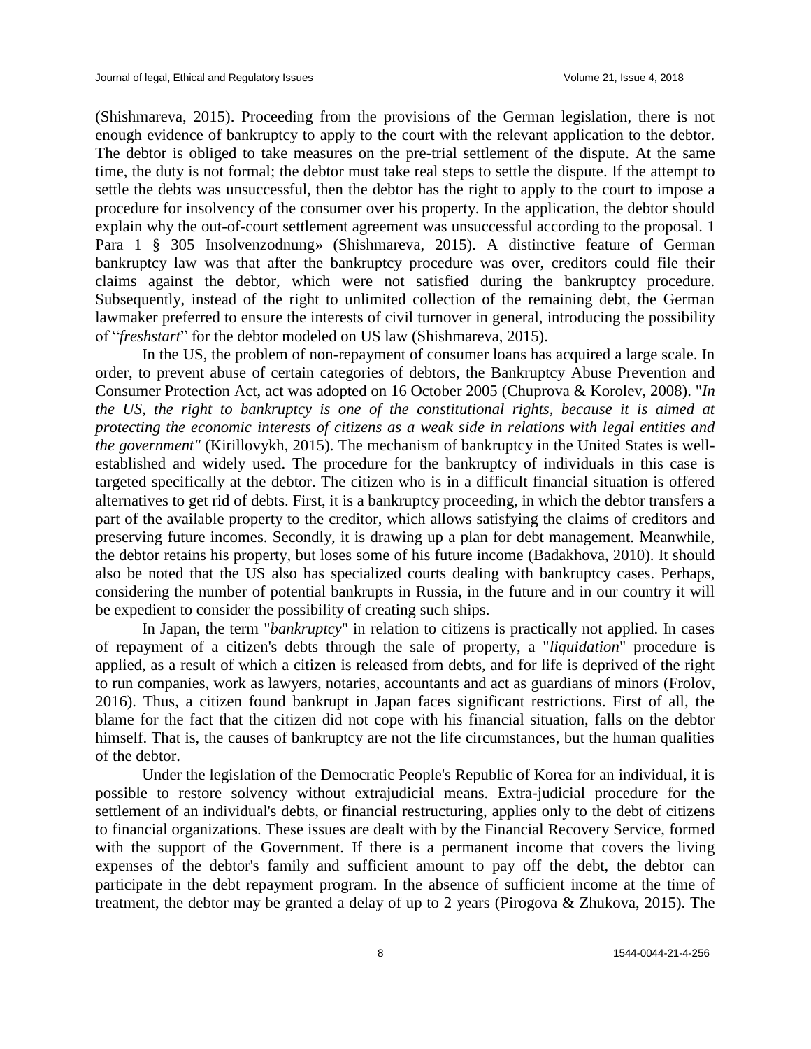(Shishmareva, 2015). Proceeding from the provisions of the German legislation, there is not enough evidence of bankruptcy to apply to the court with the relevant application to the debtor. The debtor is obliged to take measures on the pre-trial settlement of the dispute. At the same time, the duty is not formal; the debtor must take real steps to settle the dispute. If the attempt to settle the debts was unsuccessful, then the debtor has the right to apply to the court to impose a procedure for insolvency of the consumer over his property. In the application, the debtor should explain why the out-of-court settlement agreement was unsuccessful according to the proposal. 1 Para 1 § 305 Insolvenzodnung» (Shishmareva, 2015). A distinctive feature of German bankruptcy law was that after the bankruptcy procedure was over, creditors could file their claims against the debtor, which were not satisfied during the bankruptcy procedure. Subsequently, instead of the right to unlimited collection of the remaining debt, the German lawmaker preferred to ensure the interests of civil turnover in general, introducing the possibility of "*freshstart*" for the debtor modeled on US law (Shishmareva, 2015).

In the US, the problem of non-repayment of consumer loans has acquired a large scale. In order, to prevent abuse of certain categories of debtors, the Bankruptcy Abuse Prevention and Consumer Protection Act, act was adopted on 16 October 2005 (Chuprova & Korolev, 2008). "*In the US, the right to bankruptcy is one of the constitutional rights, because it is aimed at protecting the economic interests of citizens as a weak side in relations with legal entities and the government"* (Kirillovykh, 2015). The mechanism of bankruptcy in the United States is well-established and widely used. The procedure for the bankruptcy of individuals in this case is targeted specifically at the debtor. The citizen who is in a difficult financial situation is offered alternatives to get rid of debts. First, it is a bankruptcy proceeding, in which the debtor transfers a part of the available property to the creditor, which allows satisfying the claims of creditors and preserving future incomes. Secondly, it is drawing up a plan for debt management. Meanwhile, the debtor retains his property, but loses some of his future income (Badakhova, 2010). It should also be noted that the US also has specialized courts dealing with bankruptcy cases. Perhaps, considering the number of potential bankrupts in Russia, in the future and in our country it will be expedient to consider the possibility of creating such ships.

In Japan, the term "*bankruptcy*" in relation to citizens is practically not applied. In cases of repayment of a citizen's debts through the sale of property, a "*liquidation*" procedure is applied, as a result of which a citizen is released from debts, and for life is deprived of the right to run companies, work as lawyers, notaries, accountants and act as guardians of minors (Frolov, 2016). Thus, a citizen found bankrupt in Japan faces significant restrictions. First of all, the blame for the fact that the citizen did not cope with his financial situation, falls on the debtor himself. That is, the causes of bankruptcy are not the life circumstances, but the human qualities of the debtor.

Under the legislation of the Democratic People's Republic of Korea for an individual, it is possible to restore solvency without extrajudicial means. Extra-judicial procedure for the settlement of an individual's debts, or financial restructuring, applies only to the debt of citizens to financial organizations. These issues are dealt with by the Financial Recovery Service, formed with the support of the Government. If there is a permanent income that covers the living expenses of the debtor's family and sufficient amount to pay off the debt, the debtor can participate in the debt repayment program. In the absence of sufficient income at the time of treatment, the debtor may be granted a delay of up to 2 years (Pirogova & Zhukova, 2015). The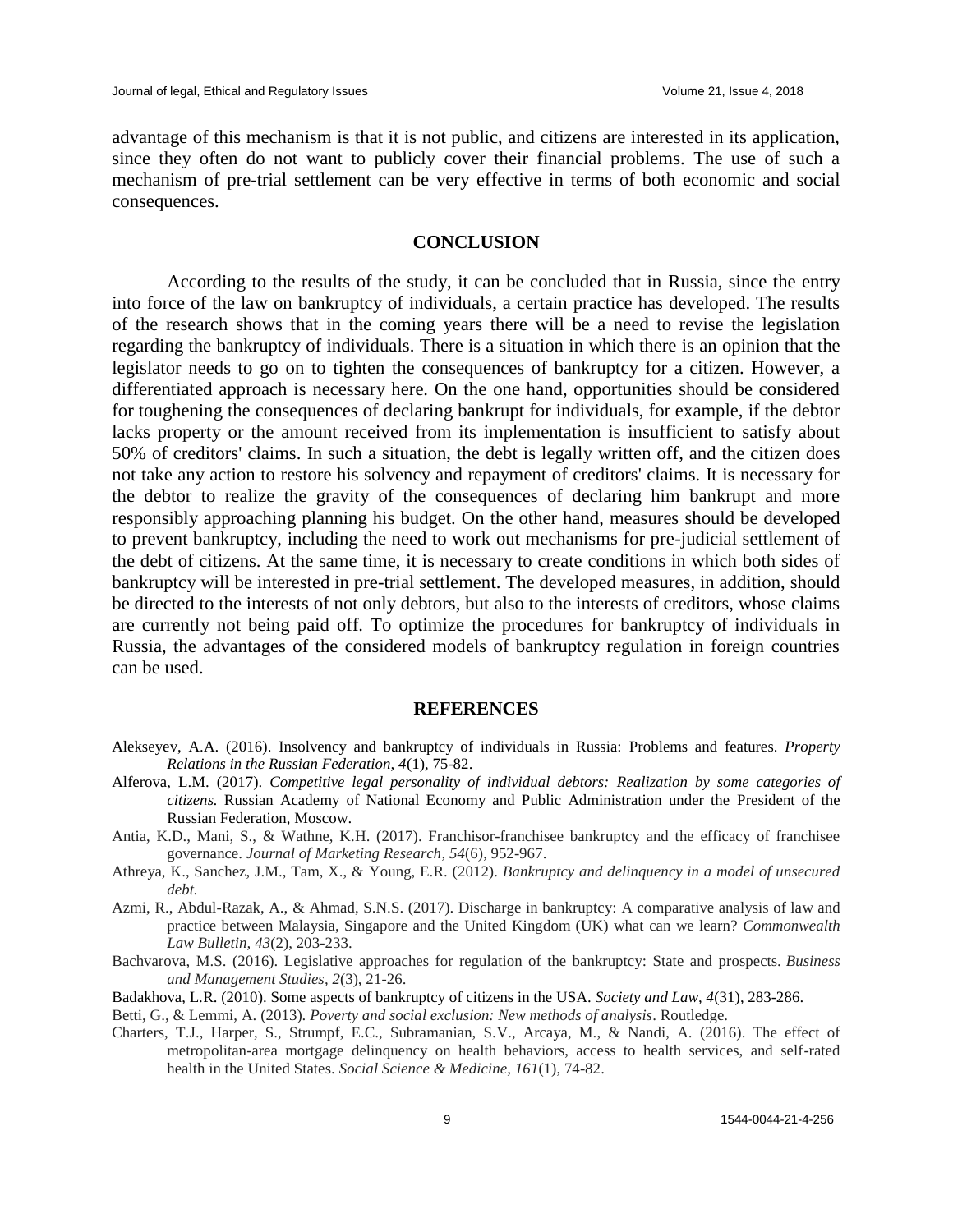advantage of this mechanism is that it is not public, and citizens are interested in its application, since they often do not want to publicly cover their financial problems. The use of such a mechanism of pre-trial settlement can be very effective in terms of both economic and social consequences.

## CONCLUSION

According to the results of the study, it can be concluded that in Russia, since the entry into force of the law on bankruptcy of individuals, a certain practice has developed. The results of the research shows that in the coming years there will be a need to revise the legislation regarding the bankruptcy of individuals. There is a situation in which there is an opinion that the legislator needs to go on to tighten the consequences of bankruptcy for a citizen. However, a differentiated approach is necessary here. On the one hand, opportunities should be considered for toughening the consequences of declaring bankrupt for individuals, for example, if the debtor lacks property or the amount received from its implementation is insufficient to satisfy about 50% of creditors' claims. In such a situation, the debt is legally written off, and the citizen does not take any action to restore his solvency and repayment of creditors' claims. It is necessary for the debtor to realize the gravity of the consequences of declaring him bankrupt and more responsibly approaching planning his budget. On the other hand, measures should be developed to prevent bankruptcy, including the need to work out mechanisms for pre-judicial settlement of the debt of citizens. At the same time, it is necessary to create conditions in which both sides of bankruptcy will be interested in pre-trial settlement. The developed measures, in addition, should be directed to the interests of not only debtors, but also to the interests of creditors, whose claims are currently not being paid off. To optimize the procedures for bankruptcy of individuals in Russia, the advantages of the considered models of bankruptcy regulation in foreign countries can be used.

## REFERENCES

Alekseyev, A.A. (2016). Insolvency and bankruptcy of individuals in Russia: Problems and features. *Property Relations in the Russian Federation, 4*(1), 75-82.

Alferova, L.M. (2017). *Competitive legal personality of individual debtors: Realization by some categories of citizens.* Russian Academy of National Economy and Public Administration under the President of the Russian Federation, Moscow.

Antia, K.D., Mani, S., & Wathne, K.H. (2017). Franchisor-franchisee bankruptcy and the efficacy of franchisee governance. *Journal of Marketing Research, 54*(6), 952-967.

Athreya, K., Sanchez, J.M., Tam, X., & Young, E.R. (2012). *Bankruptcy and delinquency in a model of unsecured debt.*

Azmi, R., Abdul-Razak, A., & Ahmad, S.N.S. (2017). Discharge in bankruptcy: A comparative analysis of law and practice between Malaysia, Singapore and the United Kingdom (UK) what can we learn? *Commonwealth Law Bulletin, 43*(2), 203-233.

Bachvarova, M.S. (2016). Legislative approaches for regulation of the bankruptcy: State and prospects. *Business and Management Studies, 2*(3), 21-26.

Badakhova, L.R. (2010). Some aspects of bankruptcy of citizens in the USA. *Society and Law, 4*(31), 283-286.

Betti, G., & Lemmi, A. (2013). *Poverty and social exclusion: New methods of analysis*. Routledge.

Charters, T.J., Harper, S., Strumpf, E.C., Subramanian, S.V., Arcaya, M., & Nandi, A. (2016). The effect of metropolitan-area mortgage delinquency on health behaviors, access to health services, and self-rated health in the United States. *Social Science & Medicine, 161*(1), 74-82.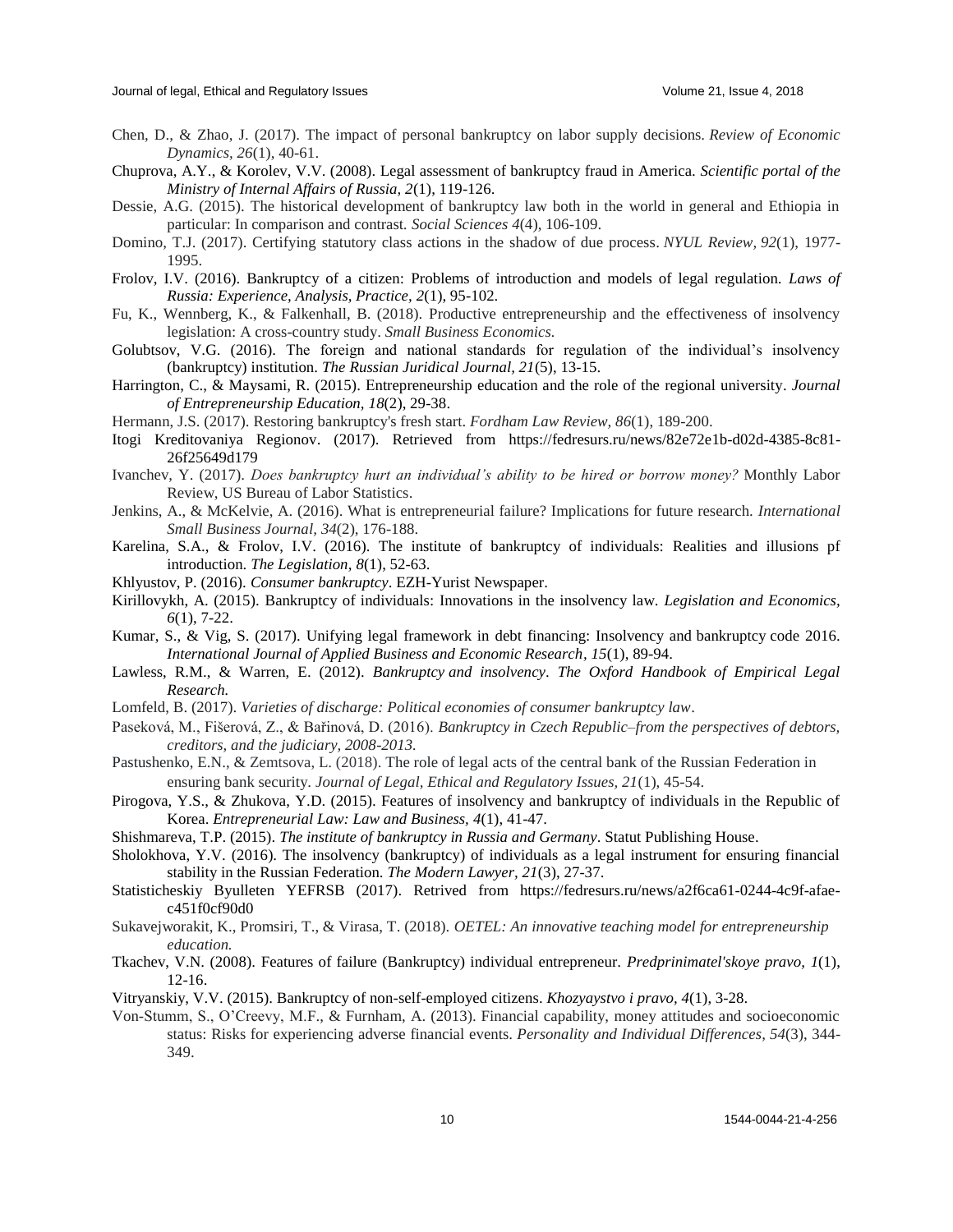Chen, D., & Zhao, J. (2017). The impact of personal bankruptcy on labor supply decisions. *Review of Economic Dynamics, 26*(1), 40-61.

Chuprova, A.Y., & Korolev, V.V. (2008). Legal assessment of bankruptcy fraud in America. *Scientific portal of the Ministry of Internal Affairs of Russia, 2*(1), 119-126.

Dessie, A.G. (2015). The historical development of bankruptcy law both in the world in general and Ethiopia in particular: In comparison and contrast. *Social Sciences 4*(4), 106-109.

Domino, T.J. (2017). Certifying statutory class actions in the shadow of due process. *NYUL Review, 92*(1), 1977-1995.

Frolov, I.V. (2016). Bankruptcy of a citizen: Problems of introduction and models of legal regulation. *Laws of Russia: Experience, Analysis, Practice, 2*(1), 95-102.

Fu, K., Wennberg, K., & Falkenhall, B. (2018). Productive entrepreneurship and the effectiveness of insolvency legislation: A cross-country study. *Small Business Economics*.

Golubtsov, V.G. (2016). The foreign and national standards for regulation of the individual's insolvency (bankruptcy) institution. *The Russian Juridical Journal, 21*(5), 13-15.

Harrington, C., & Maysami, R. (2015). Entrepreneurship education and the role of the regional university. *Journal of Entrepreneurship Education, 18*(2), 29-38.

Hermann, J.S. (2017). Restoring bankruptcy's fresh start. *Fordham Law Review, 86*(1), 189-200.

Itogi Kreditovaniya Regionov. (2017). Retrieved from https://fedresurs.ru/news/82e72e1b-d02d-4385-8c81-26f25649d179

Ivanchev, Y. (2017). *Does bankruptcy hurt an individual's ability to be hired or borrow money?* Monthly Labor Review, US Bureau of Labor Statistics.

Jenkins, A., & McKelvie, A. (2016). What is entrepreneurial failure? Implications for future research. *International Small Business Journal, 34*(2), 176-188.

Karelina, S.A., & Frolov, I.V. (2016). The institute of bankruptcy of individuals: Realities and illusions pf introduction. *The Legislation, 8*(1), 52-63.

Khlyustov, P. (2016). *Consumer bankruptcy*. EZH-Yurist Newspaper.

Kirillovykh, A. (2015). Bankruptcy of individuals: Innovations in the insolvency law. *Legislation and Economics, 6*(1), 7-22.

Kumar, S., & Vig, S. (2017). Unifying legal framework in debt financing: Insolvency and bankruptcy code 2016. *International Journal of Applied Business and Economic Research, 15*(1), 89-94.

Lawless, R.M., & Warren, E. (2012). *Bankruptcy and insolvency*. *The Oxford Handbook of Empirical Legal Research.*

Lomfeld, B. (2017). *Varieties of discharge: Political economies of consumer bankruptcy law*.

Paseková, M., Fišerová, Z., & Bařinová, D. (2016). *Bankruptcy in Czech Republic–from the perspectives of debtors, creditors, and the judiciary, 2008-2013.*

Pastushenko, E.N., & Zemtsova, L. (2018). The role of legal acts of the central bank of the Russian Federation in ensuring bank security. *Journal of Legal, Ethical and Regulatory Issues, 21*(1), 45-54.

Pirogova, Y.S., & Zhukova, Y.D. (2015). Features of insolvency and bankruptcy of individuals in the Republic of Korea. *Entrepreneurial Law: Law and Business, 4*(1), 41-47.

Shishmareva, T.P. (2015). *The institute of bankruptcy in Russia and Germany*. Statut Publishing House.

Sholokhova, Y.V. (2016). The insolvency (bankruptcy) of individuals as a legal instrument for ensuring financial stability in the Russian Federation. *The Modern Lawyer, 21*(3), 27-37.

Statisticheskiy Byulleten YEFRSB (2017). Retrived from https://fedresurs.ru/news/a2f6ca61-0244-4c9f-afae-c451f0cf90d0

Sukavejworakit, K., Promsiri, T., & Virasa, T. (2018). *OETEL: An innovative teaching model for entrepreneurship education.*

Tkachev, V.N. (2008). Features of failure (Bankruptcy) individual entrepreneur. *Predprinimatel'skoye pravo, 1*(1), 12-16.

Vitryanskiy, V.V. (2015). Bankruptcy of non-self-employed citizens. *Khozyaystvo i pravo, 4*(1), 3-28.

Von-Stumm, S., O'Creevy, M.F., & Furnham, A. (2013). Financial capability, money attitudes and socioeconomic status: Risks for experiencing adverse financial events. *Personality and Individual Differences, 54*(3), 344-349.